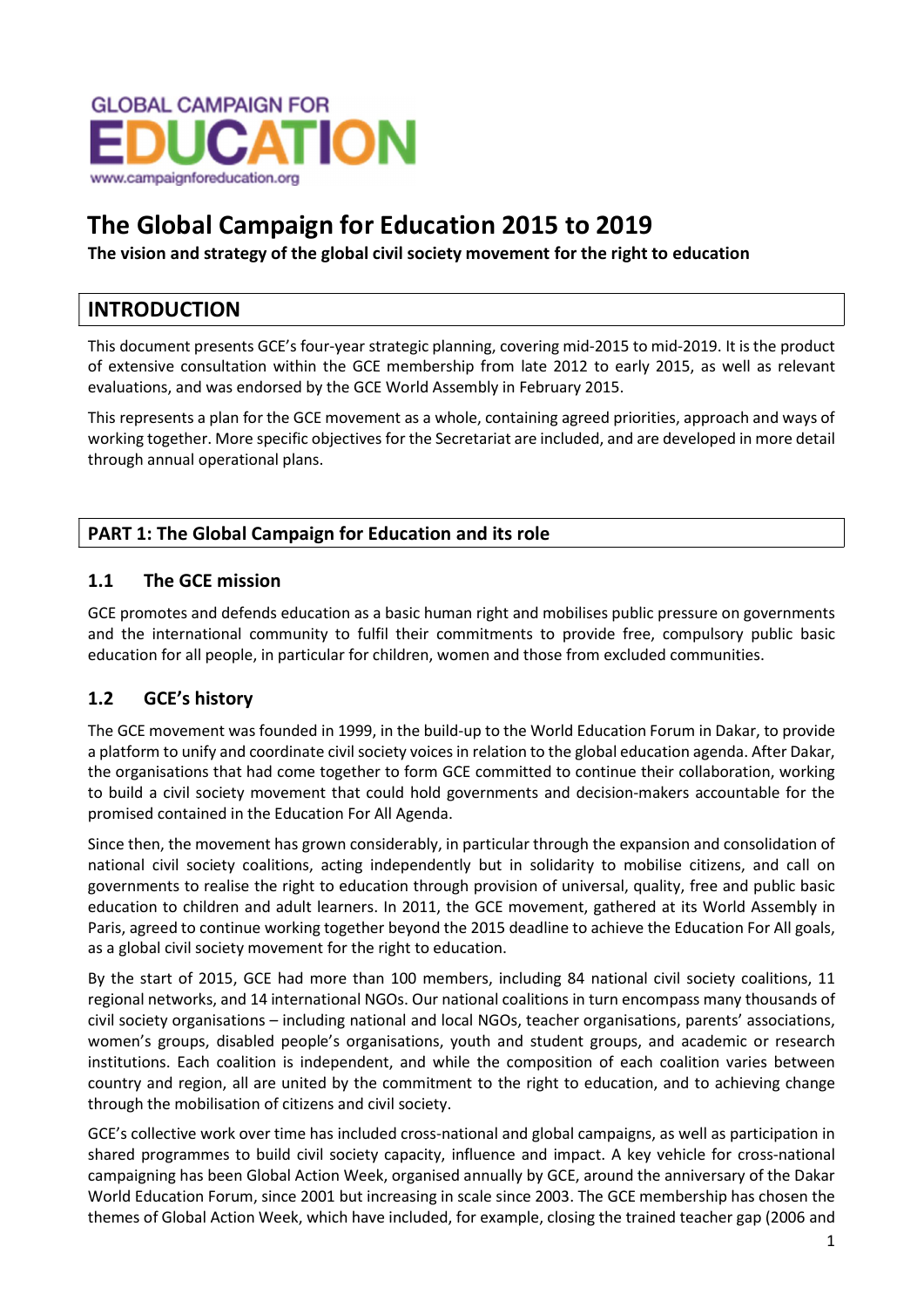GLOBAL CAMPAIGN FOR EDUCATION

www.campaignforeducation.org

# The Global Campaign for Education 2015 to 2019

**The vision and strategy of the global civil society movement for the right to education**

## INTRODUCTION

This document presents GCE's four-year strategic planning, covering mid-2015 to mid-2019. It is the product of extensive consultation within the GCE membership from late 2012 to early 2015, as well as relevant evaluations, and was endorsed by the GCE World Assembly in February 2015.

This represents a plan for the GCE movement as a whole, containing agreed priorities, approach and ways of working together. More specific objectives for the Secretariat are included, and are developed in more detail through annual operational plans.

## PART 1: The Global Campaign for Education and its role

### 1.1 The GCE mission

GCE promotes and defends education as a basic human right and mobilises public pressure on governments and the international community to fulfil their commitments to provide free, compulsory public basic education for all people, in particular for children, women and those from excluded communities.

### 1.2 GCE's history

The GCE movement was founded in 1999, in the build-up to the World Education Forum in Dakar, to provide a platform to unify and coordinate civil society voices in relation to the global education agenda. After Dakar, the organisations that had come together to form GCE committed to continue their collaboration, working to build a civil society movement that could hold governments and decision-makers accountable for the promised contained in the Education For All Agenda.

Since then, the movement has grown considerably, in particular through the expansion and consolidation of national civil society coalitions, acting independently but in solidarity to mobilise citizens, and call on governments to realise the right to education through provision of universal, quality, free and public basic education to children and adult learners. In 2011, the GCE movement, gathered at its World Assembly in Paris, agreed to continue working together beyond the 2015 deadline to achieve the Education For All goals, as a global civil society movement for the right to education.

By the start of 2015, GCE had more than 100 members, including 84 national civil society coalitions, 11 regional networks, and 14 international NGOs. Our national coalitions in turn encompass many thousands of civil society organisations – including national and local NGOs, teacher organisations, parents' associations, women's groups, disabled people's organisations, youth and student groups, and academic or research institutions. Each coalition is independent, and while the composition of each coalition varies between country and region, all are united by the commitment to the right to education, and to achieving change through the mobilisation of citizens and civil society.

GCE's collective work over time has included cross-national and global campaigns, as well as participation in shared programmes to build civil society capacity, influence and impact. A key vehicle for cross-national campaigning has been Global Action Week, organised annually by GCE, around the anniversary of the Dakar World Education Forum, since 2001 but increasing in scale since 2003. The GCE membership has chosen the themes of Global Action Week, which have included, for example, closing the trained teacher gap (2006 and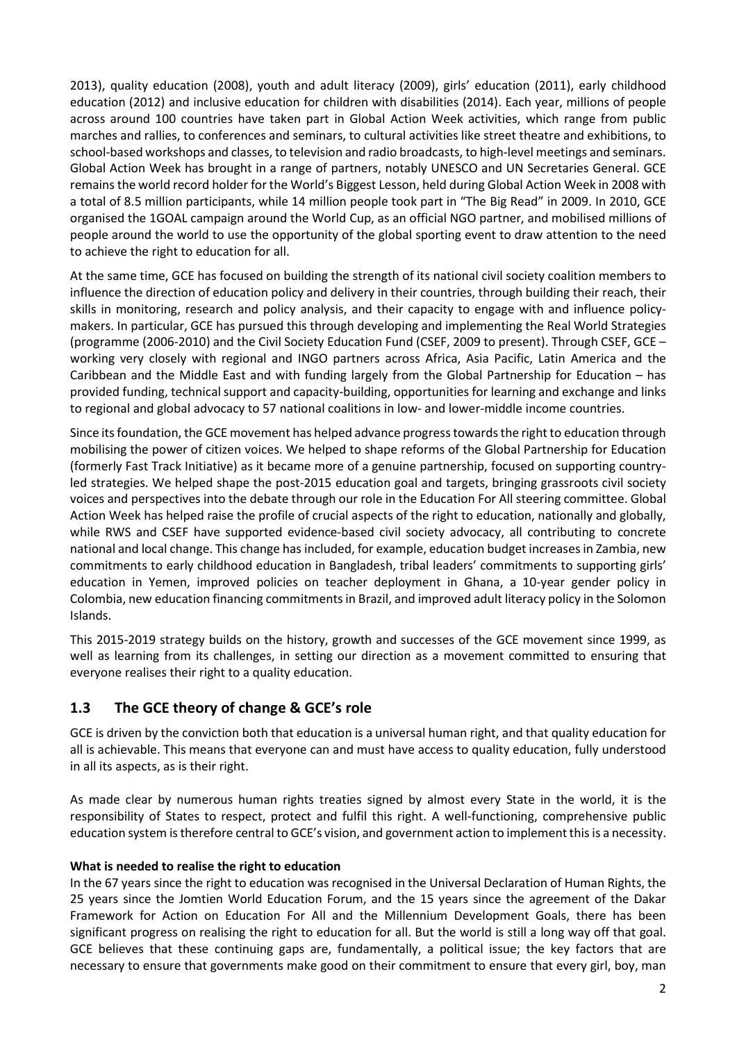2013), quality education (2008), youth and adult literacy (2009), girls' education (2011), early childhood education (2012) and inclusive education for children with disabilities (2014). Each year, millions of people across around 100 countries have taken part in Global Action Week activities, which range from public marches and rallies, to conferences and seminars, to cultural activities like street theatre and exhibitions, to school-based workshops and classes, to television and radio broadcasts, to high-level meetings and seminars. Global Action Week has brought in a range of partners, notably UNESCO and UN Secretaries General. GCE remains the world record holder for the World's Biggest Lesson, held during Global Action Week in 2008 with a total of 8.5 million participants, while 14 million people took part in "The Big Read" in 2009. In 2010, GCE organised the 1GOAL campaign around the World Cup, as an official NGO partner, and mobilised millions of people around the world to use the opportunity of the global sporting event to draw attention to the need to achieve the right to education for all.

At the same time, GCE has focused on building the strength of its national civil society coalition members to influence the direction of education policy and delivery in their countries, through building their reach, their skills in monitoring, research and policy analysis, and their capacity to engage with and influence policy-makers. In particular, GCE has pursued this through developing and implementing the Real World Strategies (programme (2006-2010) and the Civil Society Education Fund (CSEF, 2009 to present). Through CSEF, GCE – working very closely with regional and INGO partners across Africa, Asia Pacific, Latin America and the Caribbean and the Middle East and with funding largely from the Global Partnership for Education – has provided funding, technical support and capacity-building, opportunities for learning and exchange and links to regional and global advocacy to 57 national coalitions in low- and lower-middle income countries.

Since its foundation, the GCE movement has helped advance progress towards the right to education through mobilising the power of citizen voices. We helped to shape reforms of the Global Partnership for Education (formerly Fast Track Initiative) as it became more of a genuine partnership, focused on supporting country-led strategies. We helped shape the post-2015 education goal and targets, bringing grassroots civil society voices and perspectives into the debate through our role in the Education For All steering committee. Global Action Week has helped raise the profile of crucial aspects of the right to education, nationally and globally, while RWS and CSEF have supported evidence-based civil society advocacy, all contributing to concrete national and local change. This change has included, for example, education budget increases in Zambia, new commitments to early childhood education in Bangladesh, tribal leaders' commitments to supporting girls' education in Yemen, improved policies on teacher deployment in Ghana, a 10-year gender policy in Colombia, new education financing commitments in Brazil, and improved adult literacy policy in the Solomon Islands.

This 2015-2019 strategy builds on the history, growth and successes of the GCE movement since 1999, as well as learning from its challenges, in setting our direction as a movement committed to ensuring that everyone realises their right to a quality education.

## 1.3 The GCE theory of change & GCE's role

GCE is driven by the conviction both that education is a universal human right, and that quality education for all is achievable. This means that everyone can and must have access to quality education, fully understood in all its aspects, as is their right.

As made clear by numerous human rights treaties signed by almost every State in the world, it is the responsibility of States to respect, protect and fulfil this right. A well-functioning, comprehensive public education system is therefore central to GCE's vision, and government action to implement this is a necessity.

**What is needed to realise the right to education**

In the 67 years since the right to education was recognised in the Universal Declaration of Human Rights, the 25 years since the Jomtien World Education Forum, and the 15 years since the agreement of the Dakar Framework for Action on Education For All and the Millennium Development Goals, there has been significant progress on realising the right to education for all. But the world is still a long way off that goal. GCE believes that these continuing gaps are, fundamentally, a political issue; the key factors that are necessary to ensure that governments make good on their commitment to ensure that every girl, boy, man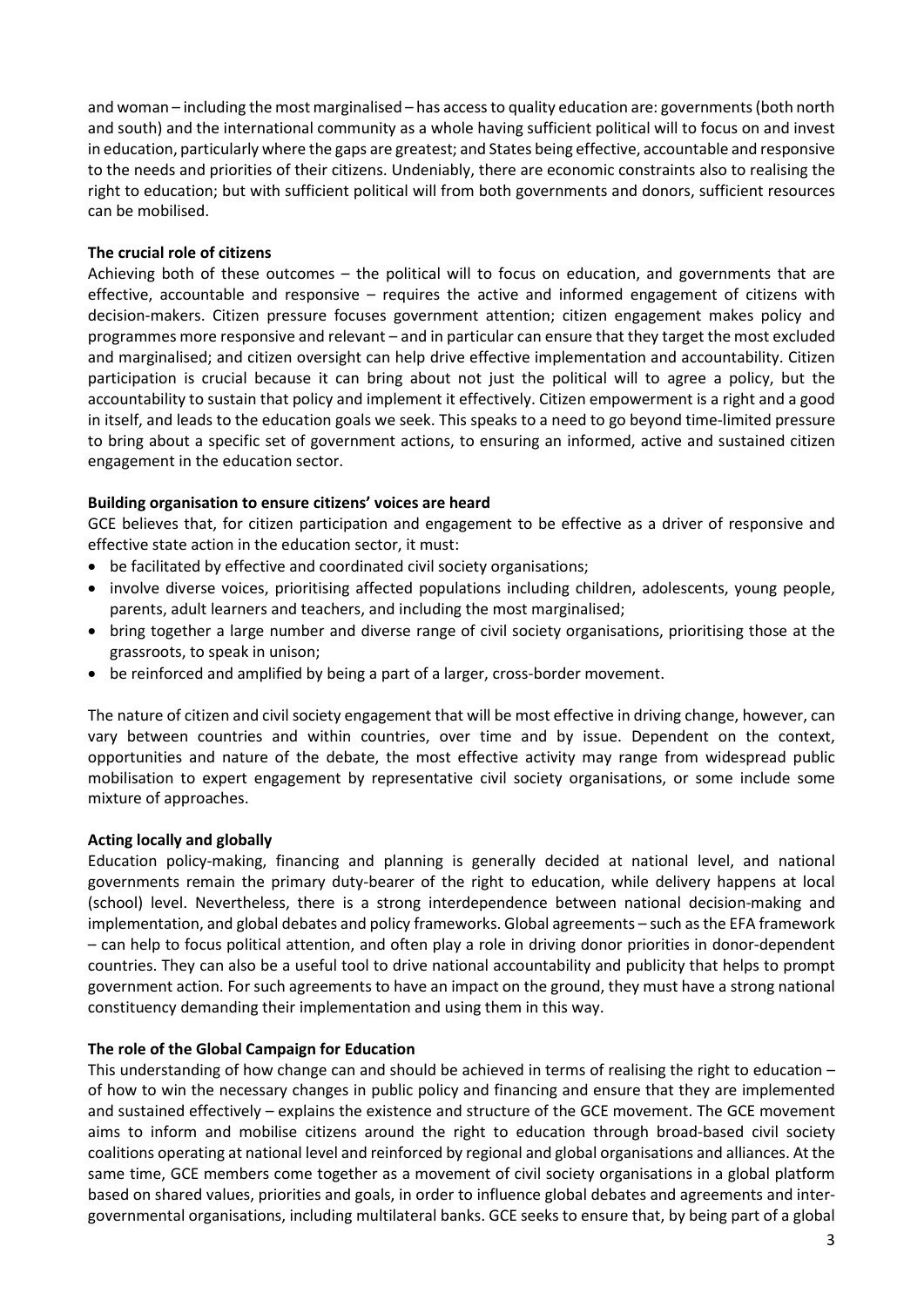and woman – including the most marginalised – has access to quality education are: governments (both north and south) and the international community as a whole having sufficient political will to focus on and invest in education, particularly where the gaps are greatest; and States being effective, accountable and responsive to the needs and priorities of their citizens. Undeniably, there are economic constraints also to realising the right to education; but with sufficient political will from both governments and donors, sufficient resources can be mobilised.

**The crucial role of citizens**

Achieving both of these outcomes – the political will to focus on education, and governments that are effective, accountable and responsive – requires the active and informed engagement of citizens with decision-makers. Citizen pressure focuses government attention; citizen engagement makes policy and programmes more responsive and relevant – and in particular can ensure that they target the most excluded and marginalised; and citizen oversight can help drive effective implementation and accountability. Citizen participation is crucial because it can bring about not just the political will to agree a policy, but the accountability to sustain that policy and implement it effectively. Citizen empowerment is a right and a good in itself, and leads to the education goals we seek. This speaks to a need to go beyond time-limited pressure to bring about a specific set of government actions, to ensuring an informed, active and sustained citizen engagement in the education sector.

**Building organisation to ensure citizens' voices are heard**

GCE believes that, for citizen participation and engagement to be effective as a driver of responsive and effective state action in the education sector, it must:

- be facilitated by effective and coordinated civil society organisations;
- involve diverse voices, prioritising affected populations including children, adolescents, young people, parents, adult learners and teachers, and including the most marginalised;
- bring together a large number and diverse range of civil society organisations, prioritising those at the grassroots, to speak in unison;
- be reinforced and amplified by being a part of a larger, cross-border movement.

The nature of citizen and civil society engagement that will be most effective in driving change, however, can vary between countries and within countries, over time and by issue. Dependent on the context, opportunities and nature of the debate, the most effective activity may range from widespread public mobilisation to expert engagement by representative civil society organisations, or some include some mixture of approaches.

**Acting locally and globally**

Education policy-making, financing and planning is generally decided at national level, and national governments remain the primary duty-bearer of the right to education, while delivery happens at local (school) level. Nevertheless, there is a strong interdependence between national decision-making and implementation, and global debates and policy frameworks. Global agreements – such as the EFA framework – can help to focus political attention, and often play a role in driving donor priorities in donor-dependent countries. They can also be a useful tool to drive national accountability and publicity that helps to prompt government action. For such agreements to have an impact on the ground, they must have a strong national constituency demanding their implementation and using them in this way.

**The role of the Global Campaign for Education**

This understanding of how change can and should be achieved in terms of realising the right to education – of how to win the necessary changes in public policy and financing and ensure that they are implemented and sustained effectively – explains the existence and structure of the GCE movement. The GCE movement aims to inform and mobilise citizens around the right to education through broad-based civil society coalitions operating at national level and reinforced by regional and global organisations and alliances. At the same time, GCE members come together as a movement of civil society organisations in a global platform based on shared values, priorities and goals, in order to influence global debates and agreements and inter-governmental organisations, including multilateral banks. GCE seeks to ensure that, by being part of a global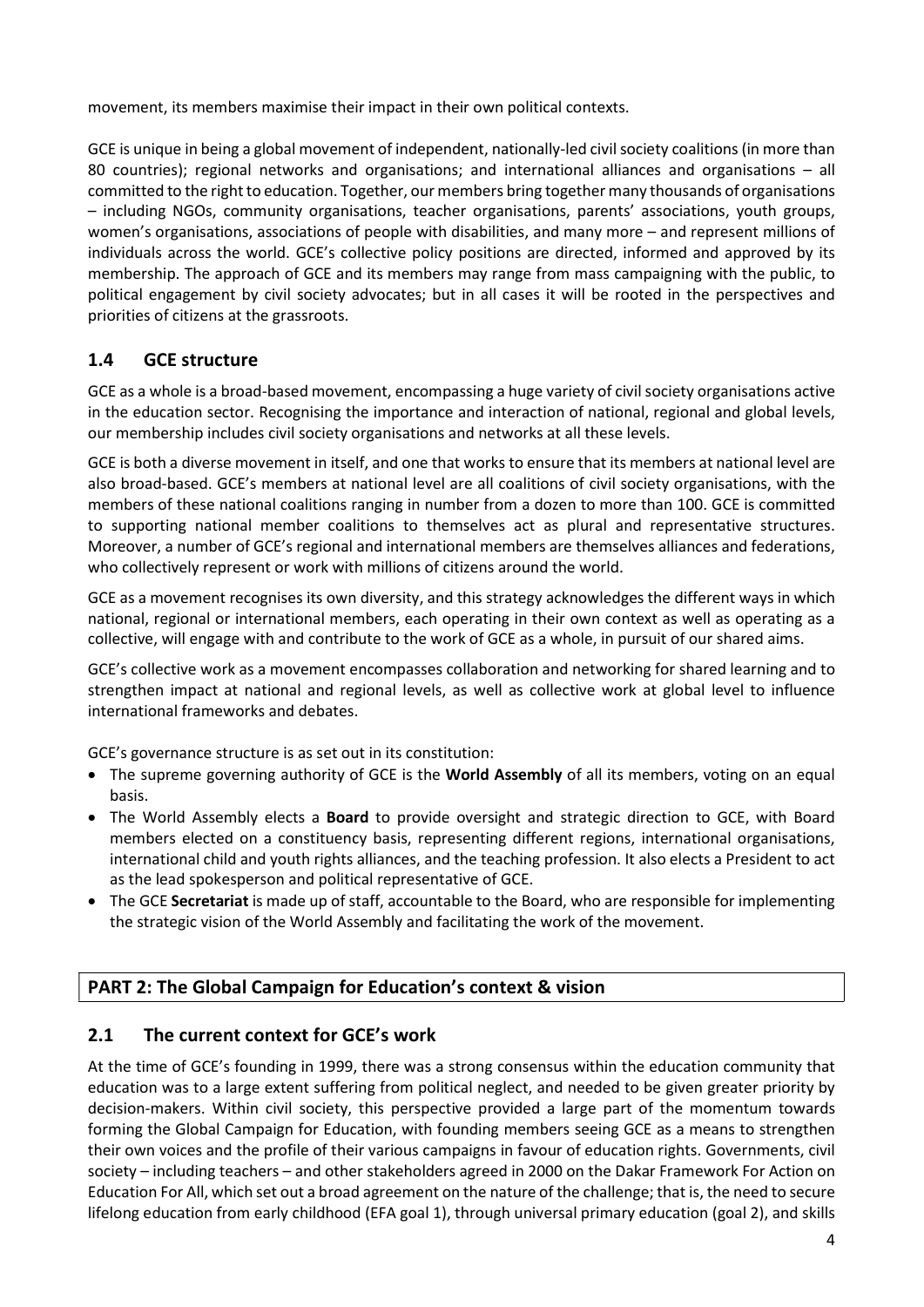movement, its members maximise their impact in their own political contexts.

GCE is unique in being a global movement of independent, nationally-led civil society coalitions (in more than 80 countries); regional networks and organisations; and international alliances and organisations – all committed to the right to education. Together, our members bring together many thousands of organisations – including NGOs, community organisations, teacher organisations, parents' associations, youth groups, women's organisations, associations of people with disabilities, and many more – and represent millions of individuals across the world. GCE's collective policy positions are directed, informed and approved by its membership. The approach of GCE and its members may range from mass campaigning with the public, to political engagement by civil society advocates; but in all cases it will be rooted in the perspectives and priorities of citizens at the grassroots.

## 1.4 GCE structure

GCE as a whole is a broad-based movement, encompassing a huge variety of civil society organisations active in the education sector. Recognising the importance and interaction of national, regional and global levels, our membership includes civil society organisations and networks at all these levels.

GCE is both a diverse movement in itself, and one that works to ensure that its members at national level are also broad-based. GCE's members at national level are all coalitions of civil society organisations, with the members of these national coalitions ranging in number from a dozen to more than 100. GCE is committed to supporting national member coalitions to themselves act as plural and representative structures. Moreover, a number of GCE's regional and international members are themselves alliances and federations, who collectively represent or work with millions of citizens around the world.

GCE as a movement recognises its own diversity, and this strategy acknowledges the different ways in which national, regional or international members, each operating in their own context as well as operating as a collective, will engage with and contribute to the work of GCE as a whole, in pursuit of our shared aims.

GCE's collective work as a movement encompasses collaboration and networking for shared learning and to strengthen impact at national and regional levels, as well as collective work at global level to influence international frameworks and debates.

GCE's governance structure is as set out in its constitution:

- The supreme governing authority of GCE is the **World Assembly** of all its members, voting on an equal basis.
- The World Assembly elects a **Board** to provide oversight and strategic direction to GCE, with Board members elected on a constituency basis, representing different regions, international organisations, international child and youth rights alliances, and the teaching profession. It also elects a President to act as the lead spokesperson and political representative of GCE.
- The GCE **Secretariat** is made up of staff, accountable to the Board, who are responsible for implementing the strategic vision of the World Assembly and facilitating the work of the movement.

# PART 2: The Global Campaign for Education's context & vision

## 2.1 The current context for GCE's work

At the time of GCE's founding in 1999, there was a strong consensus within the education community that education was to a large extent suffering from political neglect, and needed to be given greater priority by decision-makers. Within civil society, this perspective provided a large part of the momentum towards forming the Global Campaign for Education, with founding members seeing GCE as a means to strengthen their own voices and the profile of their various campaigns in favour of education rights. Governments, civil society – including teachers – and other stakeholders agreed in 2000 on the Dakar Framework For Action on Education For All, which set out a broad agreement on the nature of the challenge; that is, the need to secure lifelong education from early childhood (EFA goal 1), through universal primary education (goal 2), and skills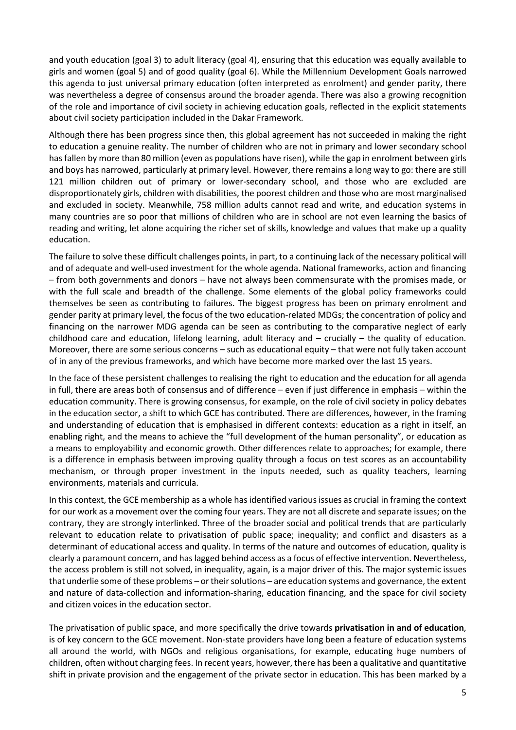and youth education (goal 3) to adult literacy (goal 4), ensuring that this education was equally available to girls and women (goal 5) and of good quality (goal 6). While the Millennium Development Goals narrowed this agenda to just universal primary education (often interpreted as enrolment) and gender parity, there was nevertheless a degree of consensus around the broader agenda. There was also a growing recognition of the role and importance of civil society in achieving education goals, reflected in the explicit statements about civil society participation included in the Dakar Framework.

Although there has been progress since then, this global agreement has not succeeded in making the right to education a genuine reality. The number of children who are not in primary and lower secondary school has fallen by more than 80 million (even as populations have risen), while the gap in enrolment between girls and boys has narrowed, particularly at primary level. However, there remains a long way to go: there are still 121 million children out of primary or lower-secondary school, and those who are excluded are disproportionately girls, children with disabilities, the poorest children and those who are most marginalised and excluded in society. Meanwhile, 758 million adults cannot read and write, and education systems in many countries are so poor that millions of children who are in school are not even learning the basics of reading and writing, let alone acquiring the richer set of skills, knowledge and values that make up a quality education.

The failure to solve these difficult challenges points, in part, to a continuing lack of the necessary political will and of adequate and well-used investment for the whole agenda. National frameworks, action and financing – from both governments and donors – have not always been commensurate with the promises made, or with the full scale and breadth of the challenge. Some elements of the global policy frameworks could themselves be seen as contributing to failures. The biggest progress has been on primary enrolment and gender parity at primary level, the focus of the two education-related MDGs; the concentration of policy and financing on the narrower MDG agenda can be seen as contributing to the comparative neglect of early childhood care and education, lifelong learning, adult literacy and – crucially – the quality of education. Moreover, there are some serious concerns – such as educational equity – that were not fully taken account of in any of the previous frameworks, and which have become more marked over the last 15 years.

In the face of these persistent challenges to realising the right to education and the education for all agenda in full, there are areas both of consensus and of difference – even if just difference in emphasis – within the education community. There is growing consensus, for example, on the role of civil society in policy debates in the education sector, a shift to which GCE has contributed. There are differences, however, in the framing and understanding of education that is emphasised in different contexts: education as a right in itself, an enabling right, and the means to achieve the "full development of the human personality", or education as a means to employability and economic growth. Other differences relate to approaches; for example, there is a difference in emphasis between improving quality through a focus on test scores as an accountability mechanism, or through proper investment in the inputs needed, such as quality teachers, learning environments, materials and curricula.

In this context, the GCE membership as a whole has identified various issues as crucial in framing the context for our work as a movement over the coming four years. They are not all discrete and separate issues; on the contrary, they are strongly interlinked. Three of the broader social and political trends that are particularly relevant to education relate to privatisation of public space; inequality; and conflict and disasters as a determinant of educational access and quality. In terms of the nature and outcomes of education, quality is clearly a paramount concern, and has lagged behind access as a focus of effective intervention. Nevertheless, the access problem is still not solved, in inequality, again, is a major driver of this. The major systemic issues that underlie some of these problems – or their solutions – are education systems and governance, the extent and nature of data-collection and information-sharing, education financing, and the space for civil society and citizen voices in the education sector.

The privatisation of public space, and more specifically the drive towards **privatisation in and of education**, is of key concern to the GCE movement. Non-state providers have long been a feature of education systems all around the world, with NGOs and religious organisations, for example, educating huge numbers of children, often without charging fees. In recent years, however, there has been a qualitative and quantitative shift in private provision and the engagement of the private sector in education. This has been marked by a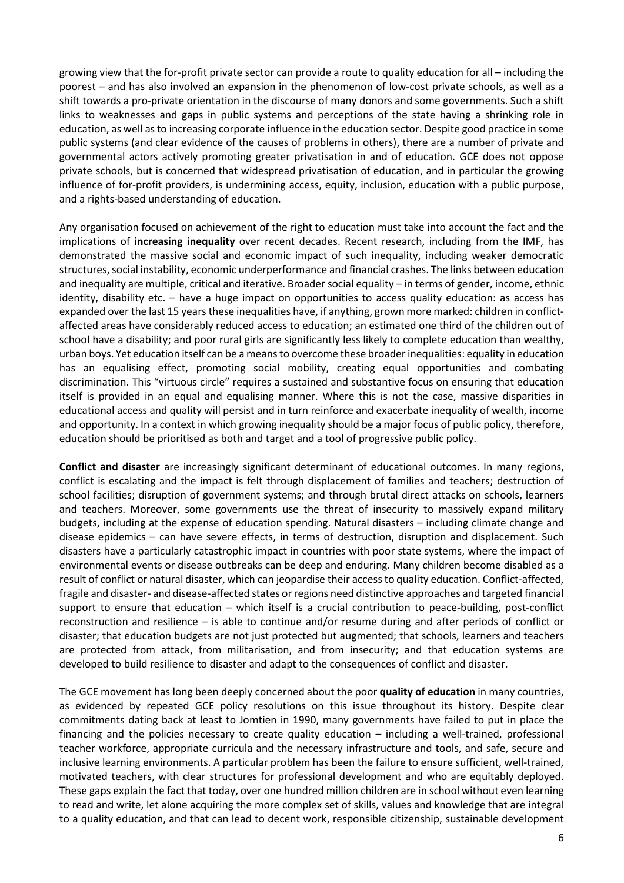growing view that the for-profit private sector can provide a route to quality education for all – including the poorest – and has also involved an expansion in the phenomenon of low-cost private schools, as well as a shift towards a pro-private orientation in the discourse of many donors and some governments. Such a shift links to weaknesses and gaps in public systems and perceptions of the state having a shrinking role in education, as well as to increasing corporate influence in the education sector. Despite good practice in some public systems (and clear evidence of the causes of problems in others), there are a number of private and governmental actors actively promoting greater privatisation in and of education. GCE does not oppose private schools, but is concerned that widespread privatisation of education, and in particular the growing influence of for-profit providers, is undermining access, equity, inclusion, education with a public purpose, and a rights-based understanding of education.

Any organisation focused on achievement of the right to education must take into account the fact and the implications of **increasing inequality** over recent decades. Recent research, including from the IMF, has demonstrated the massive social and economic impact of such inequality, including weaker democratic structures, social instability, economic underperformance and financial crashes. The links between education and inequality are multiple, critical and iterative. Broader social equality – in terms of gender, income, ethnic identity, disability etc. – have a huge impact on opportunities to access quality education: as access has expanded over the last 15 years these inequalities have, if anything, grown more marked: children in conflict-affected areas have considerably reduced access to education; an estimated one third of the children out of school have a disability; and poor rural girls are significantly less likely to complete education than wealthy, urban boys. Yet education itself can be a means to overcome these broader inequalities: equality in education has an equalising effect, promoting social mobility, creating equal opportunities and combating discrimination. This "virtuous circle" requires a sustained and substantive focus on ensuring that education itself is provided in an equal and equalising manner. Where this is not the case, massive disparities in educational access and quality will persist and in turn reinforce and exacerbate inequality of wealth, income and opportunity. In a context in which growing inequality should be a major focus of public policy, therefore, education should be prioritised as both and target and a tool of progressive public policy.

**Conflict and disaster** are increasingly significant determinant of educational outcomes. In many regions, conflict is escalating and the impact is felt through displacement of families and teachers; destruction of school facilities; disruption of government systems; and through brutal direct attacks on schools, learners and teachers. Moreover, some governments use the threat of insecurity to massively expand military budgets, including at the expense of education spending. Natural disasters – including climate change and disease epidemics – can have severe effects, in terms of destruction, disruption and displacement. Such disasters have a particularly catastrophic impact in countries with poor state systems, where the impact of environmental events or disease outbreaks can be deep and enduring. Many children become disabled as a result of conflict or natural disaster, which can jeopardise their access to quality education. Conflict-affected, fragile and disaster- and disease-affected states or regions need distinctive approaches and targeted financial support to ensure that education – which itself is a crucial contribution to peace-building, post-conflict reconstruction and resilience – is able to continue and/or resume during and after periods of conflict or disaster; that education budgets are not just protected but augmented; that schools, learners and teachers are protected from attack, from militarisation, and from insecurity; and that education systems are developed to build resilience to disaster and adapt to the consequences of conflict and disaster.

The GCE movement has long been deeply concerned about the poor **quality of education** in many countries, as evidenced by repeated GCE policy resolutions on this issue throughout its history. Despite clear commitments dating back at least to Jomtien in 1990, many governments have failed to put in place the financing and the policies necessary to create quality education – including a well-trained, professional teacher workforce, appropriate curricula and the necessary infrastructure and tools, and safe, secure and inclusive learning environments. A particular problem has been the failure to ensure sufficient, well-trained, motivated teachers, with clear structures for professional development and who are equitably deployed. These gaps explain the fact that today, over one hundred million children are in school without even learning to read and write, let alone acquiring the more complex set of skills, values and knowledge that are integral to a quality education, and that can lead to decent work, responsible citizenship, sustainable development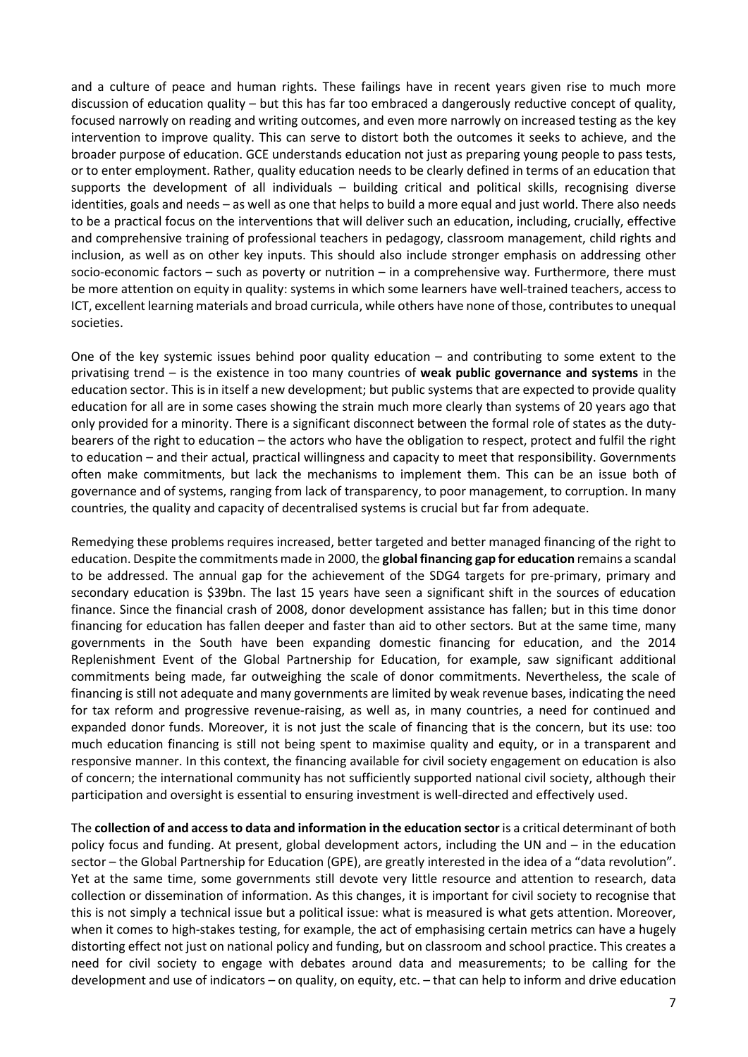and a culture of peace and human rights. These failings have in recent years given rise to much more discussion of education quality – but this has far too embraced a dangerously reductive concept of quality, focused narrowly on reading and writing outcomes, and even more narrowly on increased testing as the key intervention to improve quality. This can serve to distort both the outcomes it seeks to achieve, and the broader purpose of education. GCE understands education not just as preparing young people to pass tests, or to enter employment. Rather, quality education needs to be clearly defined in terms of an education that supports the development of all individuals – building critical and political skills, recognising diverse identities, goals and needs – as well as one that helps to build a more equal and just world. There also needs to be a practical focus on the interventions that will deliver such an education, including, crucially, effective and comprehensive training of professional teachers in pedagogy, classroom management, child rights and inclusion, as well as on other key inputs. This should also include stronger emphasis on addressing other socio-economic factors – such as poverty or nutrition – in a comprehensive way. Furthermore, there must be more attention on equity in quality: systems in which some learners have well-trained teachers, access to ICT, excellent learning materials and broad curricula, while others have none of those, contributes to unequal societies.

One of the key systemic issues behind poor quality education – and contributing to some extent to the privatising trend – is the existence in too many countries of **weak public governance and systems** in the education sector. This is in itself a new development; but public systems that are expected to provide quality education for all are in some cases showing the strain much more clearly than systems of 20 years ago that only provided for a minority. There is a significant disconnect between the formal role of states as the duty-bearers of the right to education – the actors who have the obligation to respect, protect and fulfil the right to education – and their actual, practical willingness and capacity to meet that responsibility. Governments often make commitments, but lack the mechanisms to implement them. This can be an issue both of governance and of systems, ranging from lack of transparency, to poor management, to corruption. In many countries, the quality and capacity of decentralised systems is crucial but far from adequate.

Remedying these problems requires increased, better targeted and better managed financing of the right to education. Despite the commitments made in 2000, the **global financing gap for education** remains a scandal to be addressed. The annual gap for the achievement of the SDG4 targets for pre-primary, primary and secondary education is $39bn. The last 15 years have seen a significant shift in the sources of education finance. Since the financial crash of 2008, donor development assistance has fallen; but in this time donor financing for education has fallen deeper and faster than aid to other sectors. But at the same time, many governments in the South have been expanding domestic financing for education, and the 2014 Replenishment Event of the Global Partnership for Education, for example, saw significant additional commitments being made, far outweighing the scale of donor commitments. Nevertheless, the scale of financing is still not adequate and many governments are limited by weak revenue bases, indicating the need for tax reform and progressive revenue-raising, as well as, in many countries, a need for continued and expanded donor funds. Moreover, it is not just the scale of financing that is the concern, but its use: too much education financing is still not being spent to maximise quality and equity, or in a transparent and responsive manner. In this context, the financing available for civil society engagement on education is also of concern; the international community has not sufficiently supported national civil society, although their participation and oversight is essential to ensuring investment is well-directed and effectively used.

The **collection of and access to data and information in the education sector** is a critical determinant of both policy focus and funding. At present, global development actors, including the UN and – in the education sector – the Global Partnership for Education (GPE), are greatly interested in the idea of a "data revolution". Yet at the same time, some governments still devote very little resource and attention to research, data collection or dissemination of information. As this changes, it is important for civil society to recognise that this is not simply a technical issue but a political issue: what is measured is what gets attention. Moreover, when it comes to high-stakes testing, for example, the act of emphasising certain metrics can have a hugely distorting effect not just on national policy and funding, but on classroom and school practice. This creates a need for civil society to engage with debates around data and measurements; to be calling for the development and use of indicators – on quality, on equity, etc. – that can help to inform and drive education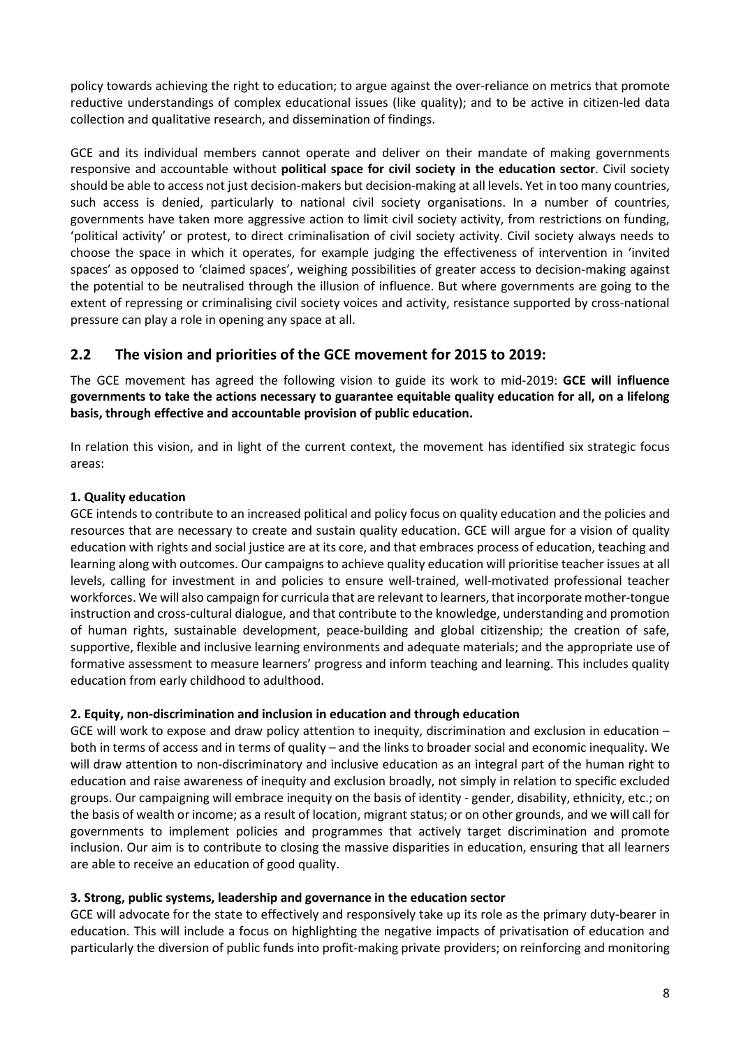policy towards achieving the right to education; to argue against the over-reliance on metrics that promote reductive understandings of complex educational issues (like quality); and to be active in citizen-led data collection and qualitative research, and dissemination of findings.

GCE and its individual members cannot operate and deliver on their mandate of making governments responsive and accountable without **political space for civil society in the education sector**. Civil society should be able to access not just decision-makers but decision-making at all levels. Yet in too many countries, such access is denied, particularly to national civil society organisations. In a number of countries, governments have taken more aggressive action to limit civil society activity, from restrictions on funding, 'political activity' or protest, to direct criminalisation of civil society activity. Civil society always needs to choose the space in which it operates, for example judging the effectiveness of intervention in 'invited spaces' as opposed to 'claimed spaces', weighing possibilities of greater access to decision-making against the potential to be neutralised through the illusion of influence. But where governments are going to the extent of repressing or criminalising civil society voices and activity, resistance supported by cross-national pressure can play a role in opening any space at all.

## 2.2 The vision and priorities of the GCE movement for 2015 to 2019:

The GCE movement has agreed the following vision to guide its work to mid-2019: **GCE will influence governments to take the actions necessary to guarantee equitable quality education for all, on a lifelong basis, through effective and accountable provision of public education.**

In relation this vision, and in light of the current context, the movement has identified six strategic focus areas:

**1. Quality education**

GCE intends to contribute to an increased political and policy focus on quality education and the policies and resources that are necessary to create and sustain quality education. GCE will argue for a vision of quality education with rights and social justice are at its core, and that embraces process of education, teaching and learning along with outcomes. Our campaigns to achieve quality education will prioritise teacher issues at all levels, calling for investment in and policies to ensure well-trained, well-motivated professional teacher workforces. We will also campaign for curricula that are relevant to learners, that incorporate mother-tongue instruction and cross-cultural dialogue, and that contribute to the knowledge, understanding and promotion of human rights, sustainable development, peace-building and global citizenship; the creation of safe, supportive, flexible and inclusive learning environments and adequate materials; and the appropriate use of formative assessment to measure learners' progress and inform teaching and learning. This includes quality education from early childhood to adulthood.

**2. Equity, non-discrimination and inclusion in education and through education**

GCE will work to expose and draw policy attention to inequity, discrimination and exclusion in education – both in terms of access and in terms of quality – and the links to broader social and economic inequality. We will draw attention to non-discriminatory and inclusive education as an integral part of the human right to education and raise awareness of inequity and exclusion broadly, not simply in relation to specific excluded groups. Our campaigning will embrace inequity on the basis of identity - gender, disability, ethnicity, etc.; on the basis of wealth or income; as a result of location, migrant status; or on other grounds, and we will call for governments to implement policies and programmes that actively target discrimination and promote inclusion. Our aim is to contribute to closing the massive disparities in education, ensuring that all learners are able to receive an education of good quality.

**3. Strong, public systems, leadership and governance in the education sector**

GCE will advocate for the state to effectively and responsively take up its role as the primary duty-bearer in education. This will include a focus on highlighting the negative impacts of privatisation of education and particularly the diversion of public funds into profit-making private providers; on reinforcing and monitoring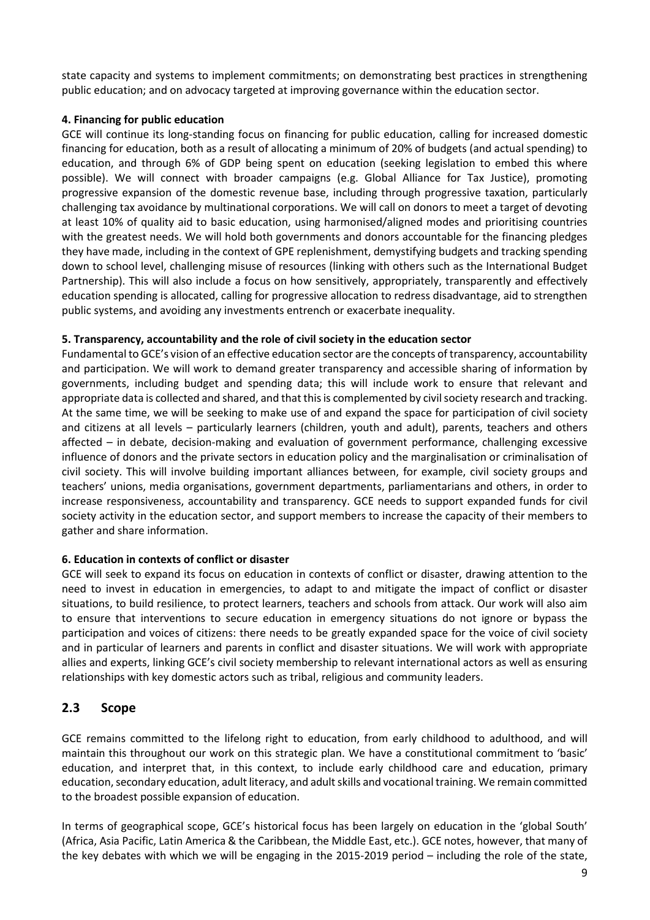state capacity and systems to implement commitments; on demonstrating best practices in strengthening public education; and on advocacy targeted at improving governance within the education sector.

**4. Financing for public education**

GCE will continue its long-standing focus on financing for public education, calling for increased domestic financing for education, both as a result of allocating a minimum of 20% of budgets (and actual spending) to education, and through 6% of GDP being spent on education (seeking legislation to embed this where possible). We will connect with broader campaigns (e.g. Global Alliance for Tax Justice), promoting progressive expansion of the domestic revenue base, including through progressive taxation, particularly challenging tax avoidance by multinational corporations. We will call on donors to meet a target of devoting at least 10% of quality aid to basic education, using harmonised/aligned modes and prioritising countries with the greatest needs. We will hold both governments and donors accountable for the financing pledges they have made, including in the context of GPE replenishment, demystifying budgets and tracking spending down to school level, challenging misuse of resources (linking with others such as the International Budget Partnership). This will also include a focus on how sensitively, appropriately, transparently and effectively education spending is allocated, calling for progressive allocation to redress disadvantage, aid to strengthen public systems, and avoiding any investments entrench or exacerbate inequality.

**5. Transparency, accountability and the role of civil society in the education sector**

Fundamental to GCE's vision of an effective education sector are the concepts of transparency, accountability and participation. We will work to demand greater transparency and accessible sharing of information by governments, including budget and spending data; this will include work to ensure that relevant and appropriate data is collected and shared, and that this is complemented by civil society research and tracking. At the same time, we will be seeking to make use of and expand the space for participation of civil society and citizens at all levels – particularly learners (children, youth and adult), parents, teachers and others affected – in debate, decision-making and evaluation of government performance, challenging excessive influence of donors and the private sectors in education policy and the marginalisation or criminalisation of civil society. This will involve building important alliances between, for example, civil society groups and teachers' unions, media organisations, government departments, parliamentarians and others, in order to increase responsiveness, accountability and transparency. GCE needs to support expanded funds for civil society activity in the education sector, and support members to increase the capacity of their members to gather and share information.

**6. Education in contexts of conflict or disaster**

GCE will seek to expand its focus on education in contexts of conflict or disaster, drawing attention to the need to invest in education in emergencies, to adapt to and mitigate the impact of conflict or disaster situations, to build resilience, to protect learners, teachers and schools from attack. Our work will also aim to ensure that interventions to secure education in emergency situations do not ignore or bypass the participation and voices of citizens: there needs to be greatly expanded space for the voice of civil society and in particular of learners and parents in conflict and disaster situations. We will work with appropriate allies and experts, linking GCE's civil society membership to relevant international actors as well as ensuring relationships with key domestic actors such as tribal, religious and community leaders.

## 2.3 Scope

GCE remains committed to the lifelong right to education, from early childhood to adulthood, and will maintain this throughout our work on this strategic plan. We have a constitutional commitment to 'basic' education, and interpret that, in this context, to include early childhood care and education, primary education, secondary education, adult literacy, and adult skills and vocational training. We remain committed to the broadest possible expansion of education.

In terms of geographical scope, GCE's historical focus has been largely on education in the 'global South' (Africa, Asia Pacific, Latin America & the Caribbean, the Middle East, etc.). GCE notes, however, that many of the key debates with which we will be engaging in the 2015-2019 period – including the role of the state,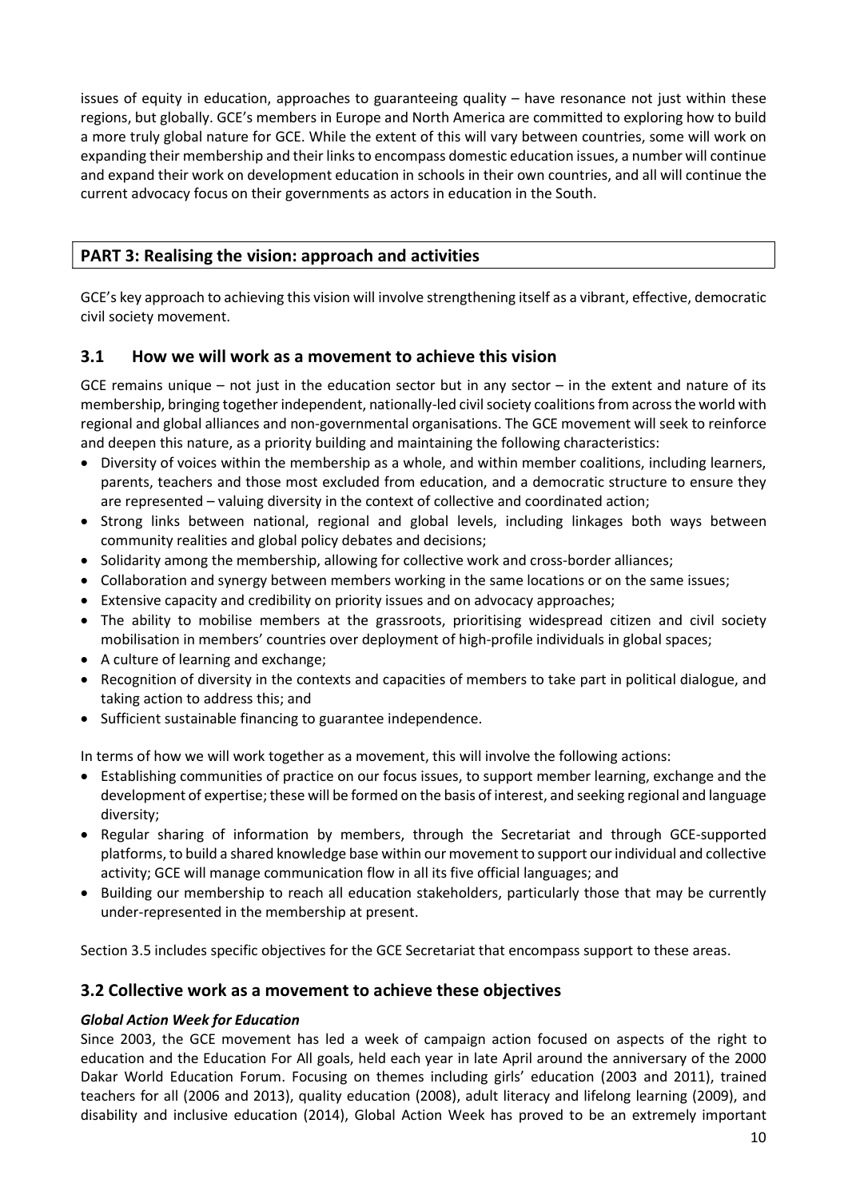issues of equity in education, approaches to guaranteeing quality – have resonance not just within these regions, but globally. GCE's members in Europe and North America are committed to exploring how to build a more truly global nature for GCE. While the extent of this will vary between countries, some will work on expanding their membership and their links to encompass domestic education issues, a number will continue and expand their work on development education in schools in their own countries, and all will continue the current advocacy focus on their governments as actors in education in the South.

## PART 3: Realising the vision: approach and activities

GCE's key approach to achieving this vision will involve strengthening itself as a vibrant, effective, democratic civil society movement.

### 3.1 How we will work as a movement to achieve this vision

GCE remains unique – not just in the education sector but in any sector – in the extent and nature of its membership, bringing together independent, nationally-led civil society coalitions from across the world with regional and global alliances and non-governmental organisations. The GCE movement will seek to reinforce and deepen this nature, as a priority building and maintaining the following characteristics:

- Diversity of voices within the membership as a whole, and within member coalitions, including learners, parents, teachers and those most excluded from education, and a democratic structure to ensure they are represented – valuing diversity in the context of collective and coordinated action;
- Strong links between national, regional and global levels, including linkages both ways between community realities and global policy debates and decisions;
- Solidarity among the membership, allowing for collective work and cross-border alliances;
- Collaboration and synergy between members working in the same locations or on the same issues;
- Extensive capacity and credibility on priority issues and on advocacy approaches;
- The ability to mobilise members at the grassroots, prioritising widespread citizen and civil society mobilisation in members' countries over deployment of high-profile individuals in global spaces;
- A culture of learning and exchange;
- Recognition of diversity in the contexts and capacities of members to take part in political dialogue, and taking action to address this; and
- Sufficient sustainable financing to guarantee independence.

In terms of how we will work together as a movement, this will involve the following actions:

- Establishing communities of practice on our focus issues, to support member learning, exchange and the development of expertise; these will be formed on the basis of interest, and seeking regional and language diversity;
- Regular sharing of information by members, through the Secretariat and through GCE-supported platforms, to build a shared knowledge base within our movement to support our individual and collective activity; GCE will manage communication flow in all its five official languages; and
- Building our membership to reach all education stakeholders, particularly those that may be currently under-represented in the membership at present.

Section 3.5 includes specific objectives for the GCE Secretariat that encompass support to these areas.

### 3.2 Collective work as a movement to achieve these objectives

***Global Action Week for Education***

Since 2003, the GCE movement has led a week of campaign action focused on aspects of the right to education and the Education For All goals, held each year in late April around the anniversary of the 2000 Dakar World Education Forum. Focusing on themes including girls' education (2003 and 2011), trained teachers for all (2006 and 2013), quality education (2008), adult literacy and lifelong learning (2009), and disability and inclusive education (2014), Global Action Week has proved to be an extremely important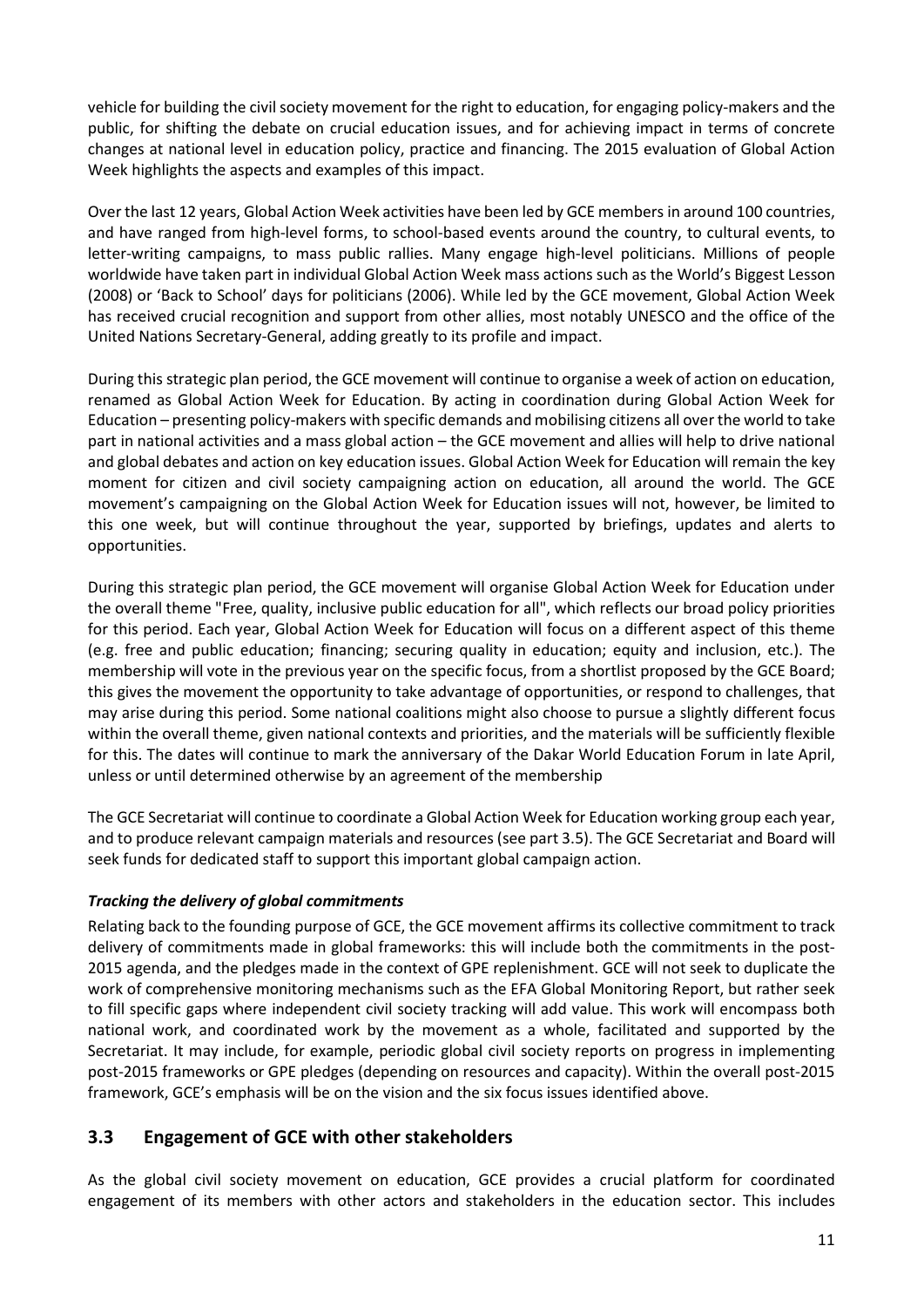vehicle for building the civil society movement for the right to education, for engaging policy-makers and the public, for shifting the debate on crucial education issues, and for achieving impact in terms of concrete changes at national level in education policy, practice and financing. The 2015 evaluation of Global Action Week highlights the aspects and examples of this impact.

Over the last 12 years, Global Action Week activities have been led by GCE members in around 100 countries, and have ranged from high-level forms, to school-based events around the country, to cultural events, to letter-writing campaigns, to mass public rallies. Many engage high-level politicians. Millions of people worldwide have taken part in individual Global Action Week mass actions such as the World's Biggest Lesson (2008) or 'Back to School' days for politicians (2006). While led by the GCE movement, Global Action Week has received crucial recognition and support from other allies, most notably UNESCO and the office of the United Nations Secretary-General, adding greatly to its profile and impact.

During this strategic plan period, the GCE movement will continue to organise a week of action on education, renamed as Global Action Week for Education. By acting in coordination during Global Action Week for Education – presenting policy-makers with specific demands and mobilising citizens all over the world to take part in national activities and a mass global action – the GCE movement and allies will help to drive national and global debates and action on key education issues. Global Action Week for Education will remain the key moment for citizen and civil society campaigning action on education, all around the world. The GCE movement's campaigning on the Global Action Week for Education issues will not, however, be limited to this one week, but will continue throughout the year, supported by briefings, updates and alerts to opportunities.

During this strategic plan period, the GCE movement will organise Global Action Week for Education under the overall theme "Free, quality, inclusive public education for all", which reflects our broad policy priorities for this period. Each year, Global Action Week for Education will focus on a different aspect of this theme (e.g. free and public education; financing; securing quality in education; equity and inclusion, etc.). The membership will vote in the previous year on the specific focus, from a shortlist proposed by the GCE Board; this gives the movement the opportunity to take advantage of opportunities, or respond to challenges, that may arise during this period. Some national coalitions might also choose to pursue a slightly different focus within the overall theme, given national contexts and priorities, and the materials will be sufficiently flexible for this. The dates will continue to mark the anniversary of the Dakar World Education Forum in late April, unless or until determined otherwise by an agreement of the membership

The GCE Secretariat will continue to coordinate a Global Action Week for Education working group each year, and to produce relevant campaign materials and resources (see part 3.5). The GCE Secretariat and Board will seek funds for dedicated staff to support this important global campaign action.

***Tracking the delivery of global commitments***

Relating back to the founding purpose of GCE, the GCE movement affirms its collective commitment to track delivery of commitments made in global frameworks: this will include both the commitments in the post-2015 agenda, and the pledges made in the context of GPE replenishment. GCE will not seek to duplicate the work of comprehensive monitoring mechanisms such as the EFA Global Monitoring Report, but rather seek to fill specific gaps where independent civil society tracking will add value. This work will encompass both national work, and coordinated work by the movement as a whole, facilitated and supported by the Secretariat. It may include, for example, periodic global civil society reports on progress in implementing post-2015 frameworks or GPE pledges (depending on resources and capacity). Within the overall post-2015 framework, GCE's emphasis will be on the vision and the six focus issues identified above.

## 3.3 Engagement of GCE with other stakeholders

As the global civil society movement on education, GCE provides a crucial platform for coordinated engagement of its members with other actors and stakeholders in the education sector. This includes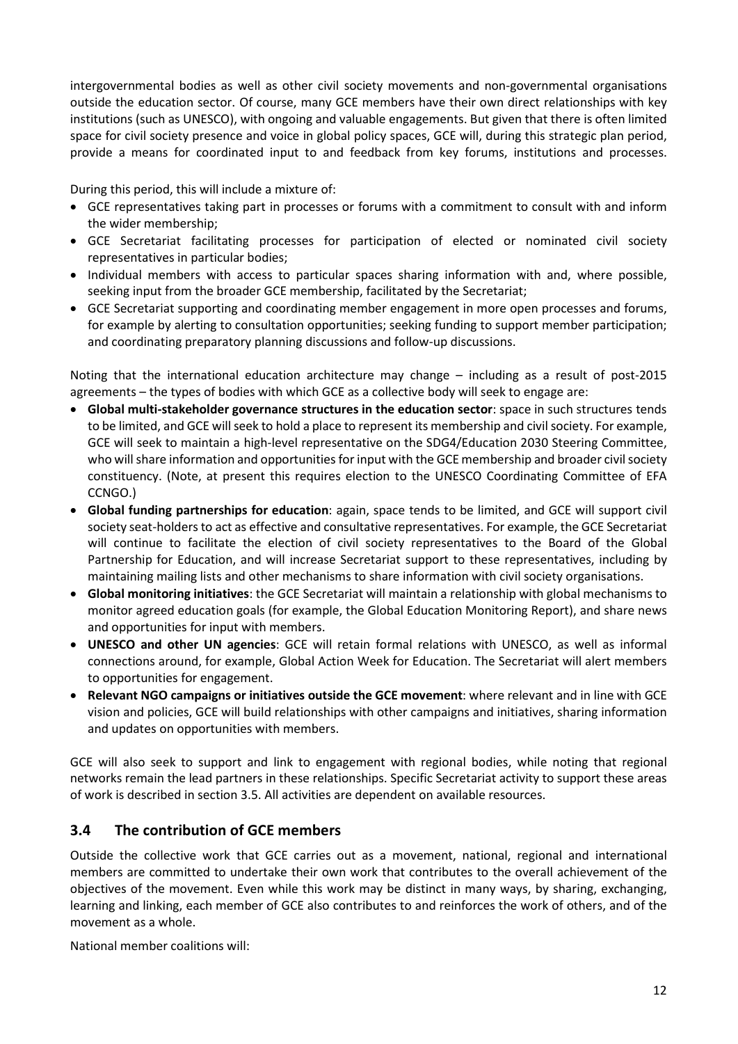intergovernmental bodies as well as other civil society movements and non-governmental organisations outside the education sector. Of course, many GCE members have their own direct relationships with key institutions (such as UNESCO), with ongoing and valuable engagements. But given that there is often limited space for civil society presence and voice in global policy spaces, GCE will, during this strategic plan period, provide a means for coordinated input to and feedback from key forums, institutions and processes.

During this period, this will include a mixture of:

- GCE representatives taking part in processes or forums with a commitment to consult with and inform the wider membership;
- GCE Secretariat facilitating processes for participation of elected or nominated civil society representatives in particular bodies;
- Individual members with access to particular spaces sharing information with and, where possible, seeking input from the broader GCE membership, facilitated by the Secretariat;
- GCE Secretariat supporting and coordinating member engagement in more open processes and forums, for example by alerting to consultation opportunities; seeking funding to support member participation; and coordinating preparatory planning discussions and follow-up discussions.

Noting that the international education architecture may change – including as a result of post-2015 agreements – the types of bodies with which GCE as a collective body will seek to engage are:

- **Global multi-stakeholder governance structures in the education sector**: space in such structures tends to be limited, and GCE will seek to hold a place to represent its membership and civil society. For example, GCE will seek to maintain a high-level representative on the SDG4/Education 2030 Steering Committee, who will share information and opportunities for input with the GCE membership and broader civil society constituency. (Note, at present this requires election to the UNESCO Coordinating Committee of EFA CCNGO.)
- **Global funding partnerships for education**: again, space tends to be limited, and GCE will support civil society seat-holders to act as effective and consultative representatives. For example, the GCE Secretariat will continue to facilitate the election of civil society representatives to the Board of the Global Partnership for Education, and will increase Secretariat support to these representatives, including by maintaining mailing lists and other mechanisms to share information with civil society organisations.
- **Global monitoring initiatives**: the GCE Secretariat will maintain a relationship with global mechanisms to monitor agreed education goals (for example, the Global Education Monitoring Report), and share news and opportunities for input with members.
- **UNESCO and other UN agencies**: GCE will retain formal relations with UNESCO, as well as informal connections around, for example, Global Action Week for Education. The Secretariat will alert members to opportunities for engagement.
- **Relevant NGO campaigns or initiatives outside the GCE movement**: where relevant and in line with GCE vision and policies, GCE will build relationships with other campaigns and initiatives, sharing information and updates on opportunities with members.

GCE will also seek to support and link to engagement with regional bodies, while noting that regional networks remain the lead partners in these relationships. Specific Secretariat activity to support these areas of work is described in section 3.5. All activities are dependent on available resources.

## 3.4 The contribution of GCE members

Outside the collective work that GCE carries out as a movement, national, regional and international members are committed to undertake their own work that contributes to the overall achievement of the objectives of the movement. Even while this work may be distinct in many ways, by sharing, exchanging, learning and linking, each member of GCE also contributes to and reinforces the work of others, and of the movement as a whole.

National member coalitions will: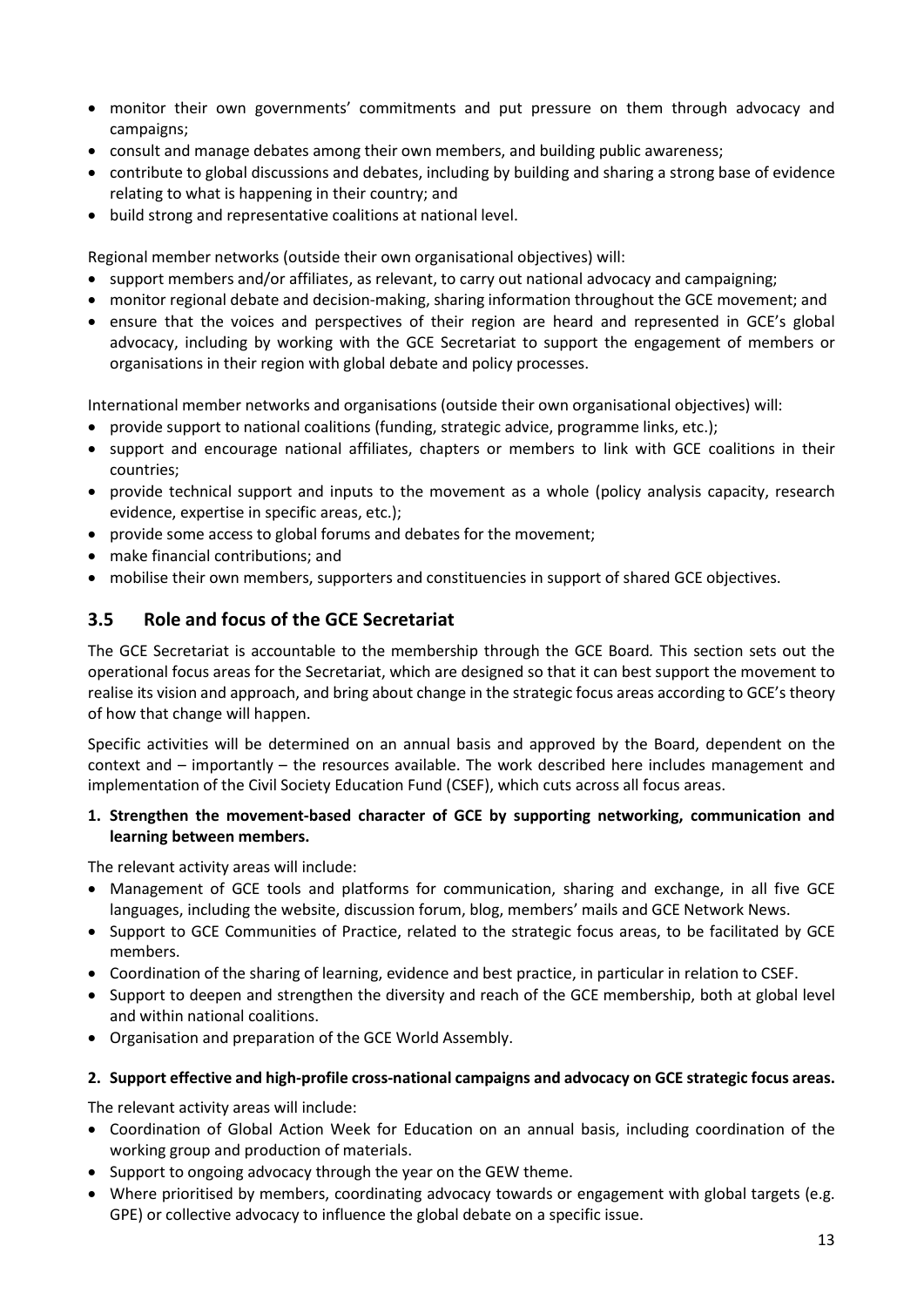- monitor their own governments' commitments and put pressure on them through advocacy and campaigns;
- consult and manage debates among their own members, and building public awareness;
- contribute to global discussions and debates, including by building and sharing a strong base of evidence relating to what is happening in their country; and
- build strong and representative coalitions at national level.

Regional member networks (outside their own organisational objectives) will:

- support members and/or affiliates, as relevant, to carry out national advocacy and campaigning;
- monitor regional debate and decision-making, sharing information throughout the GCE movement; and
- ensure that the voices and perspectives of their region are heard and represented in GCE's global advocacy, including by working with the GCE Secretariat to support the engagement of members or organisations in their region with global debate and policy processes.

International member networks and organisations (outside their own organisational objectives) will:

- provide support to national coalitions (funding, strategic advice, programme links, etc.);
- support and encourage national affiliates, chapters or members to link with GCE coalitions in their countries;
- provide technical support and inputs to the movement as a whole (policy analysis capacity, research evidence, expertise in specific areas, etc.);
- provide some access to global forums and debates for the movement;
- make financial contributions; and
- mobilise their own members, supporters and constituencies in support of shared GCE objectives.

## 3.5 Role and focus of the GCE Secretariat

The GCE Secretariat is accountable to the membership through the GCE Board*.* This section sets out the operational focus areas for the Secretariat, which are designed so that it can best support the movement to realise its vision and approach, and bring about change in the strategic focus areas according to GCE's theory of how that change will happen.

Specific activities will be determined on an annual basis and approved by the Board, dependent on the context and – importantly – the resources available. The work described here includes management and implementation of the Civil Society Education Fund (CSEF), which cuts across all focus areas.

**1. Strengthen the movement-based character of GCE by supporting networking, communication and learning between members.**

The relevant activity areas will include:

- Management of GCE tools and platforms for communication, sharing and exchange, in all five GCE languages, including the website, discussion forum, blog, members' mails and GCE Network News.
- Support to GCE Communities of Practice, related to the strategic focus areas, to be facilitated by GCE members.
- Coordination of the sharing of learning, evidence and best practice, in particular in relation to CSEF.
- Support to deepen and strengthen the diversity and reach of the GCE membership, both at global level and within national coalitions.
- Organisation and preparation of the GCE World Assembly.

**2. Support effective and high-profile cross-national campaigns and advocacy on GCE strategic focus areas.**

The relevant activity areas will include:

- Coordination of Global Action Week for Education on an annual basis, including coordination of the working group and production of materials.
- Support to ongoing advocacy through the year on the GEW theme.
- Where prioritised by members, coordinating advocacy towards or engagement with global targets (e.g. GPE) or collective advocacy to influence the global debate on a specific issue.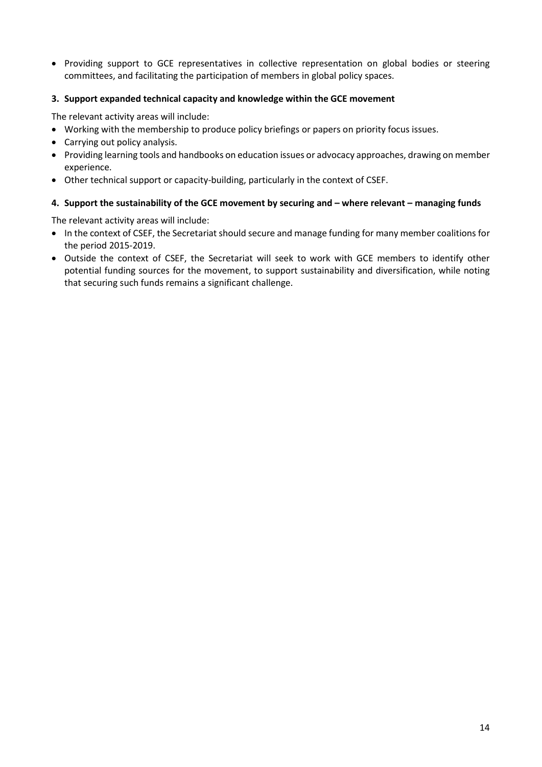- Providing support to GCE representatives in collective representation on global bodies or steering committees, and facilitating the participation of members in global policy spaces.

**3. Support expanded technical capacity and knowledge within the GCE movement**

The relevant activity areas will include:

- Working with the membership to produce policy briefings or papers on priority focus issues.
- Carrying out policy analysis.
- Providing learning tools and handbooks on education issues or advocacy approaches, drawing on member experience.
- Other technical support or capacity-building, particularly in the context of CSEF.

**4. Support the sustainability of the GCE movement by securing and – where relevant – managing funds**

The relevant activity areas will include:

- In the context of CSEF, the Secretariat should secure and manage funding for many member coalitions for the period 2015-2019.
- Outside the context of CSEF, the Secretariat will seek to work with GCE members to identify other potential funding sources for the movement, to support sustainability and diversification, while noting that securing such funds remains a significant challenge.